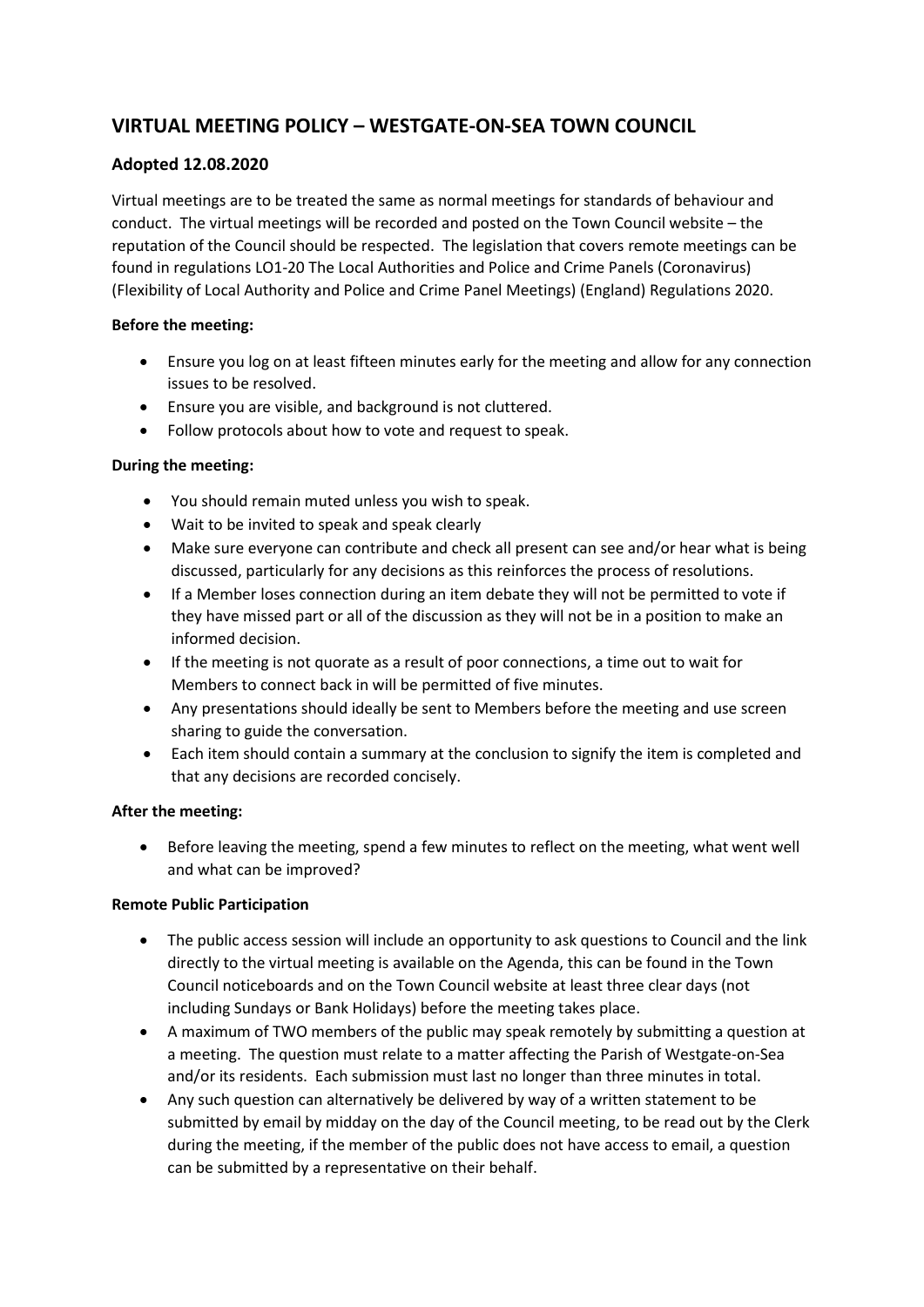# VIRTUAL MEETING POLICY – WESTGATE-ON-SEA TOWN COUNCIL

## Adopted 12.08.2020

Virtual meetings are to be treated the same as normal meetings for standards of behaviour and conduct. The virtual meetings will be recorded and posted on the Town Council website – the reputation of the Council should be respected. The legislation that covers remote meetings can be found in regulations LO1-20 The Local Authorities and Police and Crime Panels (Coronavirus) (Flexibility of Local Authority and Police and Crime Panel Meetings) (England) Regulations 2020.

**Before the meeting:**

- Ensure you log on at least fifteen minutes early for the meeting and allow for any connection issues to be resolved.
- Ensure you are visible, and background is not cluttered.
- Follow protocols about how to vote and request to speak.

**During the meeting:**

- You should remain muted unless you wish to speak.
- Wait to be invited to speak and speak clearly
- Make sure everyone can contribute and check all present can see and/or hear what is being discussed, particularly for any decisions as this reinforces the process of resolutions.
- If a Member loses connection during an item debate they will not be permitted to vote if they have missed part or all of the discussion as they will not be in a position to make an informed decision.
- If the meeting is not quorate as a result of poor connections, a time out to wait for Members to connect back in will be permitted of five minutes.
- Any presentations should ideally be sent to Members before the meeting and use screen sharing to guide the conversation.
- Each item should contain a summary at the conclusion to signify the item is completed and that any decisions are recorded concisely.

**After the meeting:**

- Before leaving the meeting, spend a few minutes to reflect on the meeting, what went well and what can be improved?

**Remote Public Participation**

- The public access session will include an opportunity to ask questions to Council and the link directly to the virtual meeting is available on the Agenda, this can be found in the Town Council noticeboards and on the Town Council website at least three clear days (not including Sundays or Bank Holidays) before the meeting takes place.
- A maximum of TWO members of the public may speak remotely by submitting a question at a meeting. The question must relate to a matter affecting the Parish of Westgate-on-Sea and/or its residents. Each submission must last no longer than three minutes in total.
- Any such question can alternatively be delivered by way of a written statement to be submitted by email by midday on the day of the Council meeting, to be read out by the Clerk during the meeting, if the member of the public does not have access to email, a question can be submitted by a representative on their behalf.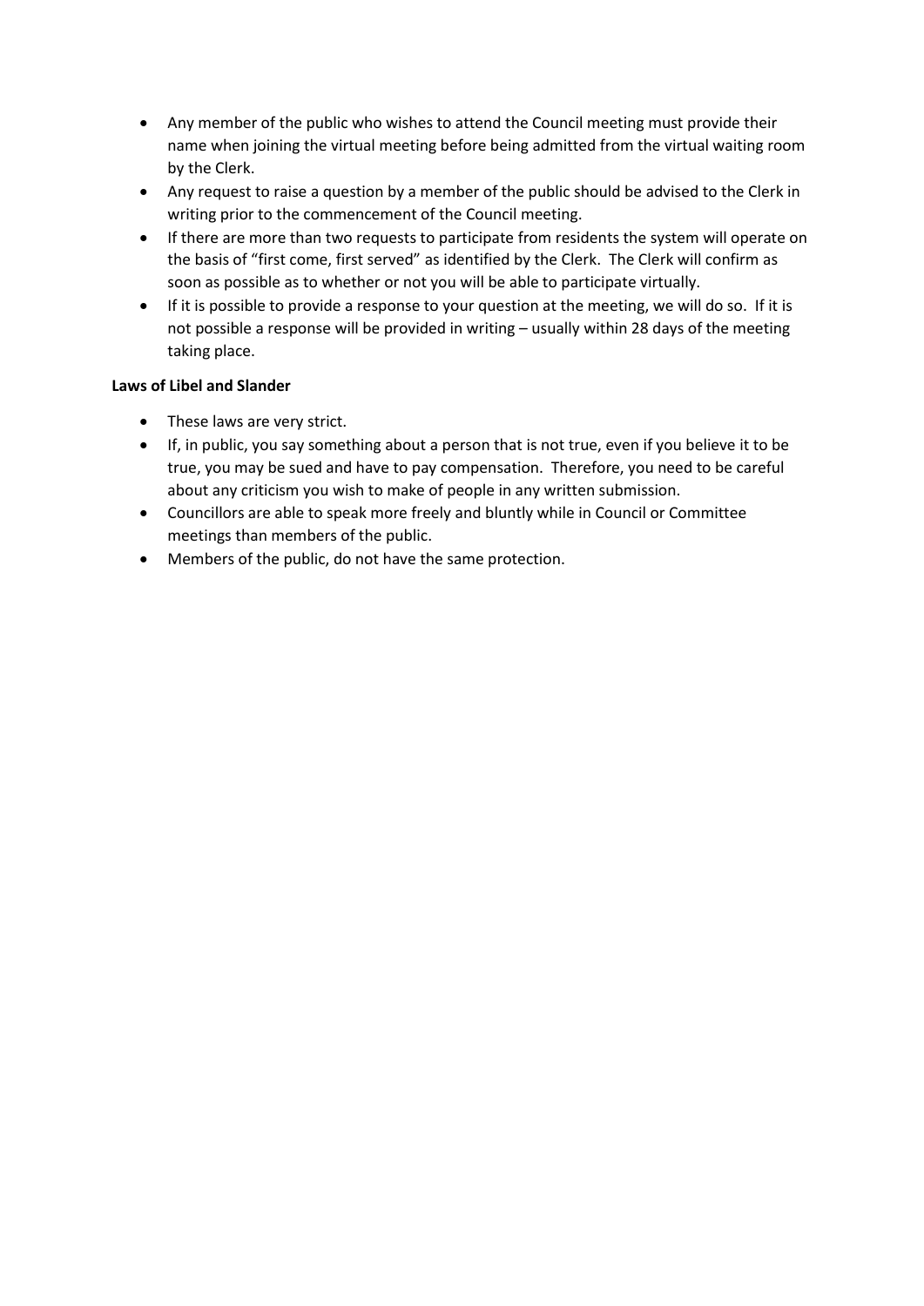- Any member of the public who wishes to attend the Council meeting must provide their name when joining the virtual meeting before being admitted from the virtual waiting room by the Clerk.
- Any request to raise a question by a member of the public should be advised to the Clerk in writing prior to the commencement of the Council meeting.
- If there are more than two requests to participate from residents the system will operate on the basis of "first come, first served" as identified by the Clerk. The Clerk will confirm as soon as possible as to whether or not you will be able to participate virtually.
- If it is possible to provide a response to your question at the meeting, we will do so. If it is not possible a response will be provided in writing – usually within 28 days of the meeting taking place.

**Laws of Libel and Slander**

- These laws are very strict.
- If, in public, you say something about a person that is not true, even if you believe it to be true, you may be sued and have to pay compensation. Therefore, you need to be careful about any criticism you wish to make of people in any written submission.
- Councillors are able to speak more freely and bluntly while in Council or Committee meetings than members of the public.
- Members of the public, do not have the same protection.